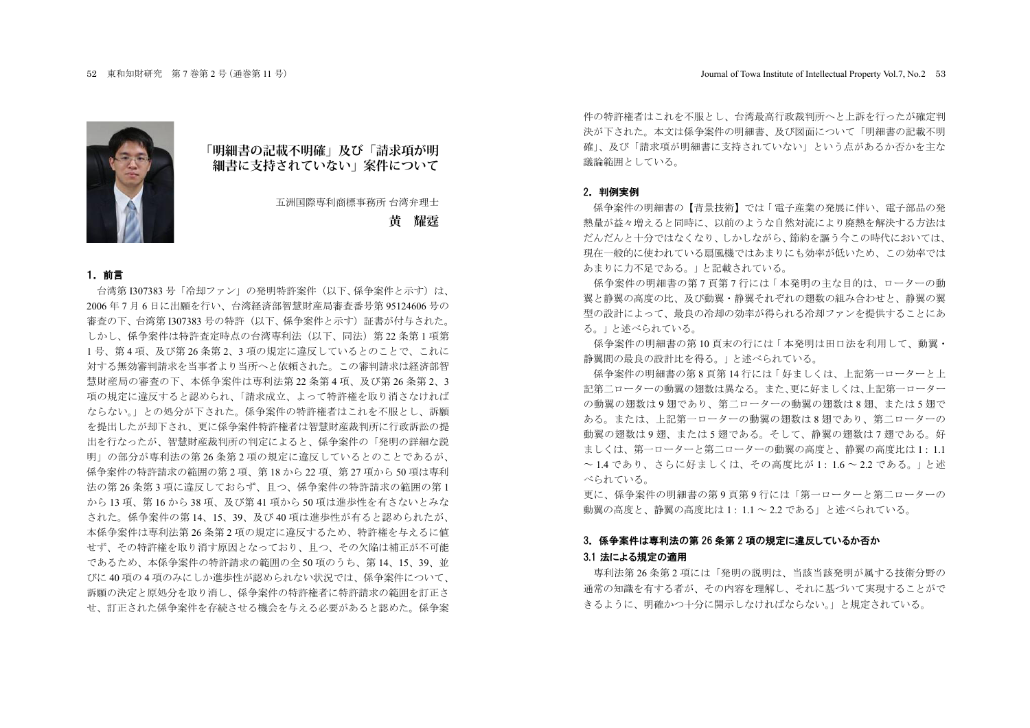# 「明細書の記載不明確」及び「請求項が明細書に支持されていない」案件について

五洲国際専利商標事務所 台湾弁理士

**黄 耀霆**

## 1．前言

台湾第 I307383 号「冷却ファン」の発明特許案件（以下、係争案件と示す）は、2006 年 7 月 6 日に出願を行い、台湾経済部智慧財産局審査番号第 95124606 号の審査の下、台湾第 I307383 号の特許（以下、係争案件と示す）証書が付与された。しかし、係争案件は特許査定時点の台湾専利法（以下、同法）第 22 条第 1 項第 1 号、第 4 項、及び第 26 条第 2、3 項の規定に違反しているとのことで、これに対する無効審判請求を当事者より当所へと依頼された。この審判請求は経済部智慧財産局の審査の下、本係争案件は専利法第 22 条第 4 項、及び第 26 条第 2、3 項の規定に違反すると認められ、「請求成立、よって特許権を取り消さなければならない。」との処分が下された。係争案件の特許権者はこれを不服とし、訴願を提出したが却下され、更に係争案件特許権者は智慧財産裁判所に行政訴訟の提出を行なったが、智慧財産裁判所の判定によると、係争案件の「発明の詳細な説明」の部分が専利法の第 26 条第 2 項の規定に違反しているとのことであるが、係争案件の特許請求の範囲の第 2 項、第 18 から 22 項、第 27 項から 50 項は専利法の第 26 条第 3 項に違反しておらず、且つ、係争案件の特許請求の範囲の第 1 から 13 項、第 16 から 38 項、及び第 41 項から 50 項は進歩性を有さないとみなされた。係争案件の第 14、15、39、及び 40 項は進歩性が有ると認められたが、本係争案件は専利法第 26 条第 2 項の規定に違反するため、特許権を与えるに値せず、その特許権を取り消す原因となっており、且つ、その欠陥は補正が不可能であるため、本係争案件の特許請求の範囲の全 50 項のうち、第 14、15、39、並びに 40 項の 4 項のみにしか進歩性が認められない状況では、係争案件について、訴願の決定と原処分を取り消し、係争案件の特許権者に特許請求の範囲を訂正させ、訂正された係争案件を存続させる機会を与える必要があると認めた。係争案件の特許権者はこれを不服とし、台湾最高行政裁判所へと上訴を行ったが確定判決が下された。本文は係争案件の明細書、及び図面について「明細書の記載不明確」、及び「請求項が明細書に支持されていない」という点があるか否かを主な議論範囲としている。

## 2．判例実例

係争案件の明細書の【背景技術】では「電子産業の発展に伴い、電子部品の発熱量が益々増えると同時に、以前のような自然対流により廃熱を解決する方法はだんだんと十分ではなくなり、しかしながら、節約を謳う今この時代においては、現在一般的に使われている扇風機ではあまりにも効率が低いため、この効率ではあまりに力不足である。」と記載されている。

係争案件の明細書の第 7 頁第 7 行には「本発明の主な目的は、ローターの動翼と静翼の高度の比、及び動翼・静翼それぞれの翅数の組み合わせと、静翼の翼型の設計によって、最良の冷却の効率が得られる冷却ファンを提供することにある。」と述べられている。

係争案件の明細書の第 10 頁末の行には「本発明は田口法を利用して、動翼・静翼間の最良の設計比を得る。」と述べられている。

係争案件の明細書の第 8 頁第 14 行には「好ましくは、上記第一ローターと上記第二ローターの動翼の翅数は異なる。また、更に好ましくは、上記第一ローターの動翼の翅数は 9 翅であり、第二ローターの動翼の翅数は 8 翅、または 5 翅である。または、上記第一ローターの動翼の翅数は 8 翅であり、第二ローターの動翼の翅数は 9 翅、または 5 翅である。そして、静翼の翅数は 7 翅である。好ましくは、第一ローターと第二ローターの動翼の高度と、静翼の高度比は 1 : 1.1 〜 1.4 であり、さらに好ましくは、その高度比が 1 : 1.6 〜 2.2 である。」と述べられている。

更に、係争案件の明細書の第 9 頁第 9 行には「第一ローターと第二ローターの動翼の高度と、静翼の高度比は 1 : 1.1 〜 2.2 である」と述べられている。

## 3．係争案件は専利法の第 26 条第 2 項の規定に違反しているか否か

### 3.1 法による規定の適用

専利法第 26 条第 2 項には「発明の説明は、当該当該発明が属する技術分野の通常の知識を有する者が、その内容を理解し、それに基づいて実現することができるように、明確かつ十分に開示しなければならない。」と規定されている。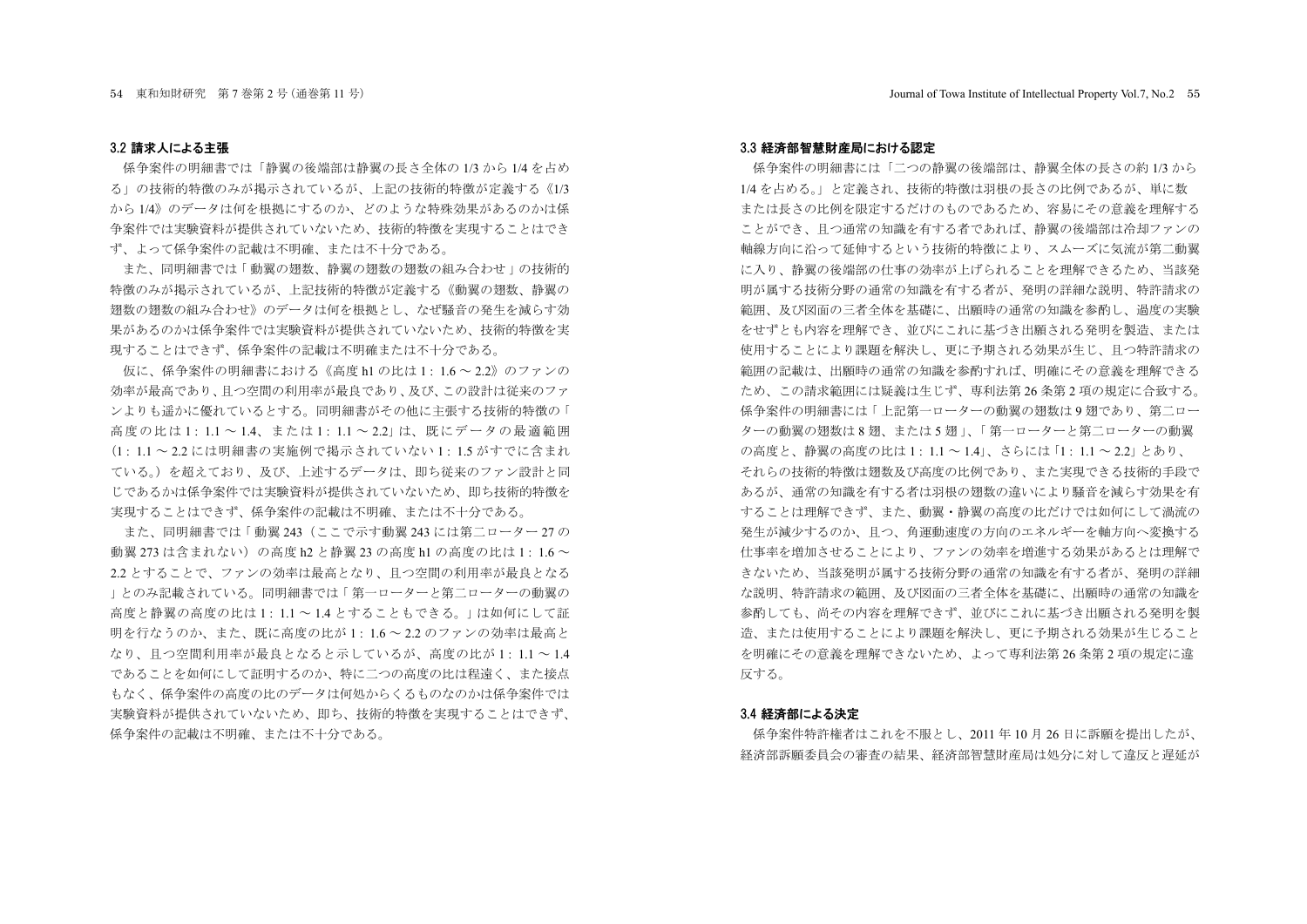### 3.2 請求人による主張

係争案件の明細書では「静翼の後端部は静翼の長さ全体の 1/3 から 1/4 を占める」の技術的特徴のみが掲示されているが、上記の技術的特徴が定義する《1/3 から 1/4》のデータは何を根拠にするのか、どのような特殊効果があるのかは係争案件では実験資料が提供されていないため、技術的特徴を実現することはできず、よって係争案件の記載は不明確、または不十分である。

また、同明細書では「動翼の翅数、静翼の翅数の翅数の組み合わせ」の技術的特徴のみが掲示されているが、上記技術的特徴が定義する《動翼の翅数、静翼の翅数の翅数の組み合わせ》のデータは何を根拠とし、なぜ騒音の発生を減らす効果があるのかは係争案件では実験資料が提供されていないため、技術的特徴を実現することはできず、係争案件の記載は不明確または不十分である。

仮に、係争案件の明細書における《高度 h1 の比は 1 : 1.6 ～ 2.2》のファンの効率が最高であり、且つ空間の利用率が最良であり、及び、この設計は従来のファンよりも遥かに優れているとする。同明細書がその他に主張する技術的特徴の「高度の比は 1 : 1.1 ～ 1.4、または 1 : 1.1 ～ 2.2」は、既にデータの最適範囲（1 : 1.1 ～ 2.2 には明細書の実施例で掲示されていない 1 : 1.5 がすでに含まれている。）を超えており、及び、上述するデータは、即ち従来のファン設計と同じであるかは係争案件では実験資料が提供されていないため、即ち技術的特徴を実現することはできず、係争案件の記載は不明確、または不十分である。

また、同明細書では「動翼 243（ここで示す動翼 243 には第二ローター 27 の動翼 273 は含まれない）の高度 h2 と静翼 23 の高度 h1 の高度の比は 1 : 1.6 ～ 2.2 とすることで、ファンの効率は最高となり、且つ空間の利用率が最良となる」とのみ記載されている。同明細書では「第一ローターと第二ローターの動翼の高度と静翼の高度の比は 1 : 1.1 ～ 1.4 とすることもできる。」は如何にして証明を行なうのか、また、既に高度の比が 1 : 1.6 ～ 2.2 のファンの効率は最高となり、且つ空間利用率が最良となると示しているが、高度の比が 1 : 1.1 ～ 1.4 であることを如何にして証明するのか、特に二つの高度の比は程遠く、また接点もなく、係争案件の高度の比のデータは何処からくるものなのかは係争案件では実験資料が提供されていないため、即ち、技術的特徴を実現することはできず、係争案件の記載は不明確、または不十分である。

### 3.3 経済部智慧財産局における認定

係争案件の明細書には「二つの静翼の後端部は、静翼全体の長さの約 1/3 から 1/4 を占める。」と定義され、技術的特徴は羽根の長さの比例であるが、単に数または長さの比例を限定するだけのものであるため、容易にその意義を理解することができ、且つ通常の知識を有する者であれば、静翼の後端部は冷却ファンの軸線方向に沿って延伸するという技術的特徴により、スムーズに気流が第二動翼に入り、静翼の後端部の仕事の効率が上げられることを理解できるため、当該発明が属する技術分野の通常の知識を有する者が、発明の詳細な説明、特許請求の範囲、及び図面の三者全体を基礎に、出願時の通常の知識を参酌し、過度の実験をせずとも内容を理解でき、並びにこれに基づき出願される発明を製造、または使用することにより課題を解決し、更に予期される効果が生じ、且つ特許請求の範囲の記載は、出願時の通常の知識を参酌すれば、明確にその意義を理解できるため、この請求範囲には疑義は生じず、専利法第 26 条第 2 項の規定に合致する。係争案件の明細書には「上記第一ローターの動翼の翅数は 9 翅であり、第二ローターの動翼の翅数は 8 翅、または 5 翅」、「第一ローターと第二ローターの動翼の高度と、静翼の高度の比は 1 : 1.1 ～ 1.4」、さらには「1 : 1.1 ～ 2.2」とあり、それらの技術的特徴は翅数及び高度の比例であり、また実現できる技術的手段であるが、通常の知識を有する者は羽根の翅数の違いにより騒音を減らす効果を有することは理解できず、また、動翼・静翼の高度の比だけでは如何にして渦流の発生が減少するのか、且つ、角運動速度の方向のエネルギーを軸方向へ変換する仕事率を増加させることにより、ファンの効率を増進する効果があるとは理解できないため、当該発明が属する技術分野の通常の知識を有する者が、発明の詳細な説明、特許請求の範囲、及び図面の三者全体を基礎に、出願時の通常の知識を参酌しても、尚その内容を理解できず、並びにこれに基づき出願される発明を製造、または使用することにより課題を解決し、更に予期される効果が生じることを明確にその意義を理解できないため、よって専利法第 26 条第 2 項の規定に違反する。

### 3.4 経済部による決定

係争案件特許権者はこれを不服とし、2011 年 10 月 26 日に訴願を提出したが、経済部訴願委員会の審査の結果、経済部智慧財産局は処分に対して違反と遅延が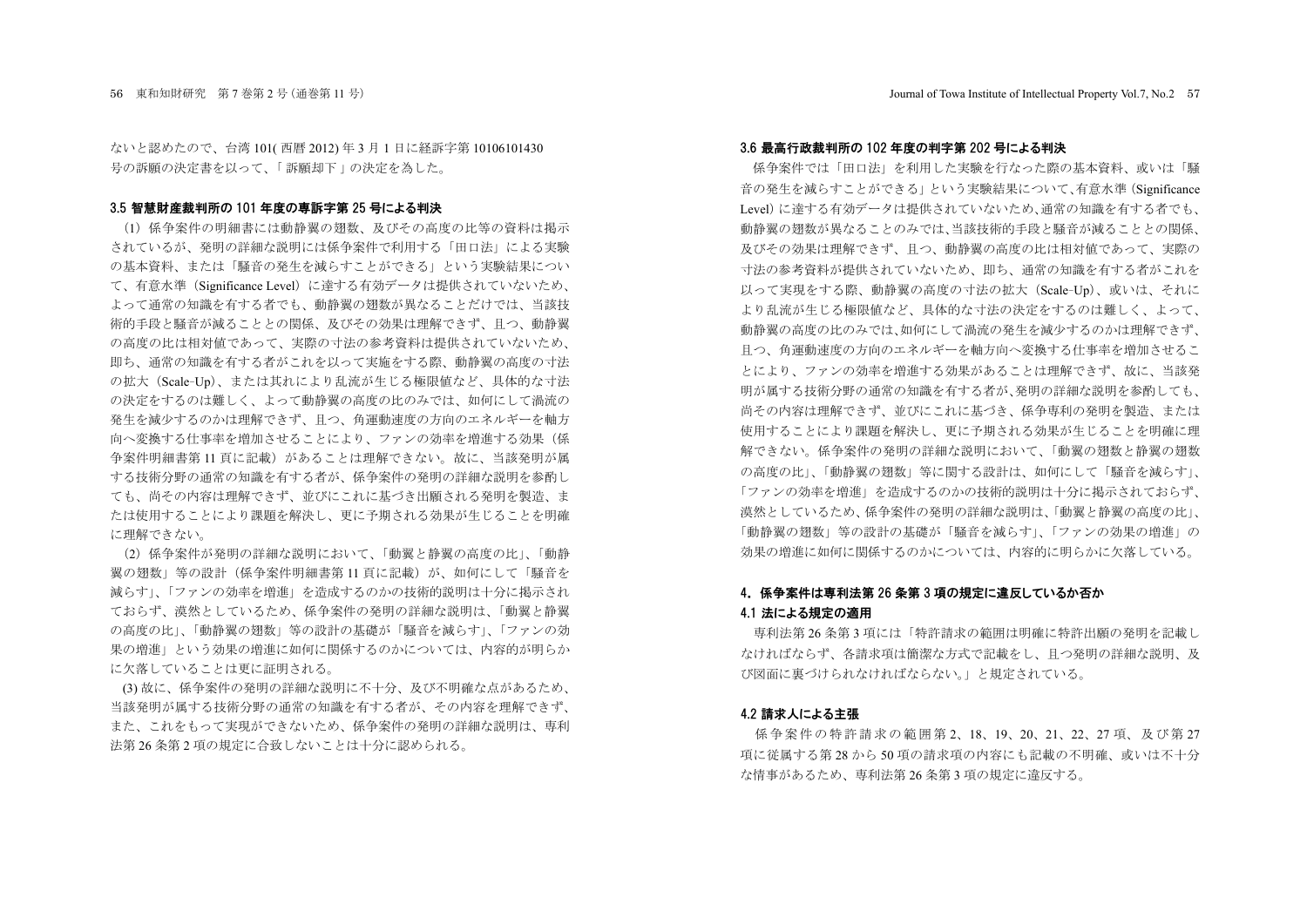ないと認めたので、台湾 101( 西暦 2012) 年 3 月 1 日に経訴字第 10106101430 号の訴願の決定書を以って、「 訴願却下 」の決定を為した。

### 3.5 智慧財産裁判所の 101 年度の專訴字第 25 号による判決

（1）係争案件の明細書には動静翼の翅数、及びその高度の比等の資料は掲示されているが、発明の詳細な説明には係争案件で利用する「田口法」による実験の基本資料、または「騒音の発生を減らすことができる」という実験結果について、有意水準（Significance Level）に達する有効データは提供されていないため、よって通常の知識を有する者でも、動静翼の翅数が異なることだけでは、当該技術的手段と騒音が減ることとの関係、及びその効果は理解できず、且つ、動静翼の高度の比は相対値であって、実際の寸法の参考資料は提供されていないため、即ち、通常の知識を有する者がこれを以って実施をする際、動静翼の高度の寸法の拡大（Scale–Up）、または其れにより乱流が生じる極限値など、具体的な寸法の決定をするのは難しく、よって動静翼の高度の比のみでは、如何にして渦流の発生を減少するのかは理解できず、且つ、角運動速度の方向のエネルギーを軸方向へ変換する仕事率を増加させることにより、ファンの効率を増進する効果（係争案件明細書第 11 頁に記載）があることは理解できない。故に、当該発明が属する技術分野の通常の知識を有する者が、係争案件の発明の詳細な説明を参酌しても、尚その内容は理解できず、並びにこれに基づき出願される発明を製造、または使用することにより課題を解決し、更に予期される効果が生じることを明確に理解できない。

（2）係争案件が発明の詳細な説明において、「動翼と静翼の高度の比」、「動静翼の翅数」等の設計（係争案件明細書第 11 頁に記載）が、如何にして「騒音を減らす」、「ファンの効率を増進」を造成するのかの技術的説明は十分に掲示されておらず、漠然としているため、係争案件の発明の詳細な説明は、「動翼と静翼の高度の比」、「動静翼の翅数」等の設計の基礎が「騒音を減らす」、「ファンの効果の増進」という効果の増進に如何に関係するのかについては、内容的が明らかに欠落していることは更に証明される。

(3) 故に、係争案件の発明の詳細な説明に不十分、及び不明確な点があるため、当該発明が属する技術分野の通常の知識を有する者が、その内容を理解できず、また、これをもって実現ができないため、係争案件の発明の詳細な説明は、専利法第 26 条第 2 項の規定に合致しないことは十分に認められる。

### 3.6 最高行政裁判所の 102 年度の判字第 202 号による判決

係争案件では「田口法」を利用した実験を行なった際の基本資料、或いは「騒音の発生を減らすことができる」という実験結果について、有意水準（Significance Level）に達する有効データは提供されていないため、通常の知識を有する者でも、動静翼の翅数が異なることのみでは、当該技術的手段と騒音が減ることとの関係、及びその効果は理解できず、且つ、動静翼の高度の比は相対値であって、実際の寸法の参考資料が提供されていないため、即ち、通常の知識を有する者がこれを以って実現をする際、動静翼の高度の寸法の拡大（Scale–Up）、或いは、それにより乱流が生じる極限値など、具体的な寸法の決定をするのは難しく、よって、動静翼の高度の比のみでは、如何にして渦流の発生を減少するのかは理解できず、且つ、角運動速度の方向のエネルギーを軸方向へ変換する仕事率を増加させることにより、ファンの効率を増進する効果があることは理解できず、故に、当該発明が属する技術分野の通常の知識を有する者が、発明の詳細な説明を参酌しても、尚その内容は理解できず、並びにこれに基づき、係争専利の発明を製造、または使用することにより課題を解決し、更に予期される効果が生じることを明確に理解できない。係争案件の発明の詳細な説明において、「動翼の翅数と静翼の翅数の高度の比」、「動静翼の翅数」等に関する設計は、如何にして「騒音を減らす」、「ファンの効率を増進」を造成するのかの技術的説明は十分に掲示されておらず、漠然としているため、係争案件の発明の詳細な説明は、「動翼と静翼の高度の比」、「動静翼の翅数」等の設計の基礎が「騒音を減らす」、「ファンの効果の増進」の効果の増進に如何に関係するのかについては、内容的に明らかに欠落している。

## 4. 係争案件は専利法第 26 条第 3 項の規定に違反しているか否か

### 4.1 法による規定の適用

専利法第 26 条第 3 項には「特許請求の範囲は明確に特許出願の発明を記載しなければならず、各請求項は簡潔な方式で記載をし、且つ発明の詳細な説明、及び図面に裏づけられなければならない。」と規定されている。

### 4.2 請求人による主張

係争案件の特許請求の範囲第 2、18、19、20、21、22、27 項、及び第 27 項に従属する第 28 から 50 項の請求項の内容にも記載の不明確、或いは不十分な情事があるため、専利法第 26 条第 3 項の規定に違反する。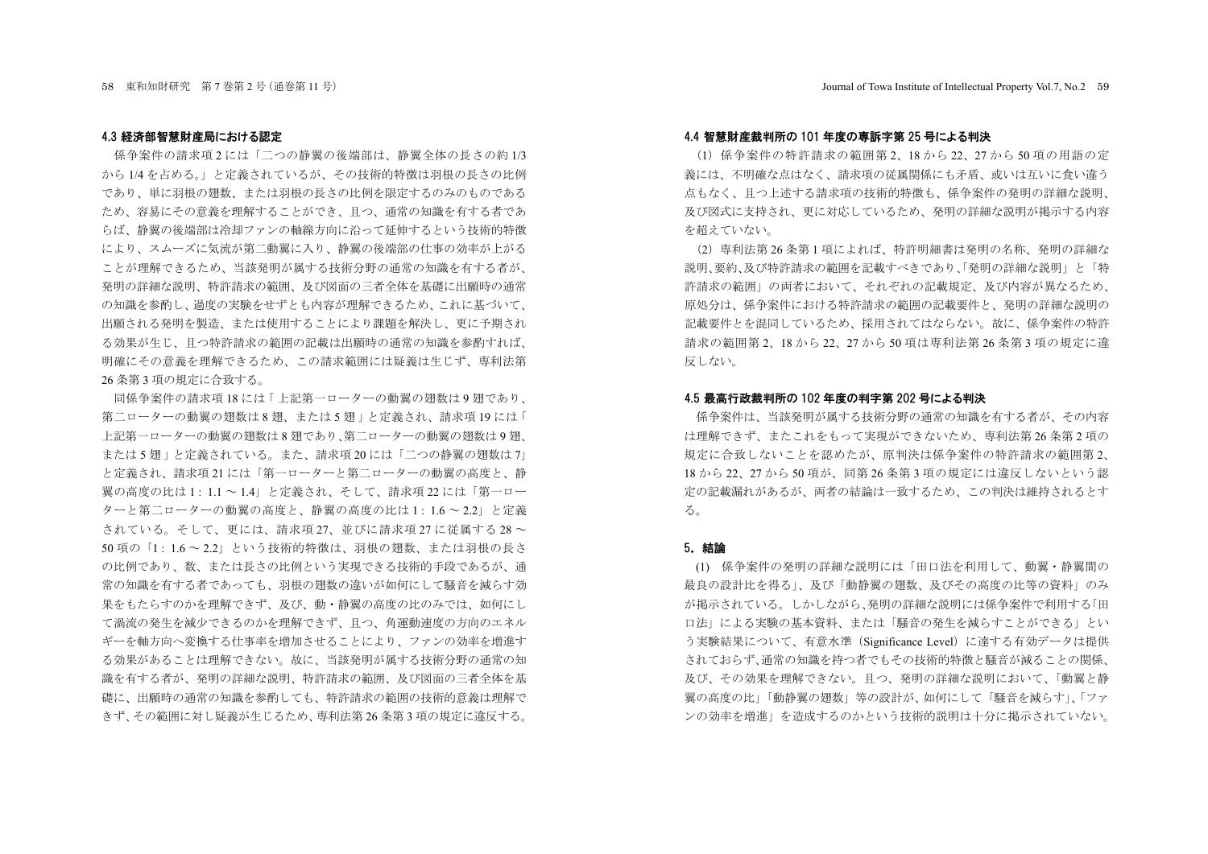### 4.3 経済部智慧財産局における認定

係争案件の請求項 2 には「二つの静翼の後端部は、静翼全体の長さの約 1/3 から 1/4 を占める。」と定義されているが、その技術的特徴は羽根の長さの比例であり、単に羽根の翅数、または羽根の長さの比例を限定するのみのものであるため、容易にその意義を理解することができ、且つ、通常の知識を有する者であらば、静翼の後端部は冷却ファンの軸線方向に沿って延伸するという技術的特徴により、スムーズに気流が第二動翼に入り、静翼の後端部の仕事の効率が上がることが理解できるため、当該発明が属する技術分野の通常の知識を有する者が、発明の詳細な説明、特許請求の範囲、及び図面の三者全体を基礎に出願時の通常の知識を参酌し、過度の実験をせずとも内容が理解できるため、これに基づいて、出願される発明を製造、または使用することにより課題を解決し、更に予期される効果が生じ、且つ特許請求の範囲の記載は出願時の通常の知識を参酌すれば、明確にその意義を理解できるため、この請求範囲には疑義は生じず、専利法第 26 条第 3 項の規定に合致する。

同係争案件の請求項 18 には「上記第一ローターの動翼の翅数は 9 翅であり、第二ローターの動翼の翅数は 8 翅、または 5 翅」と定義され、請求項 19 には「上記第一ローターの動翼の翅数は 8 翅であり、第二ローターの動翼の翅数は 9 翅、または 5 翅」と定義されている。また、請求項 20 には「二つの静翼の翅数は 7」と定義され、請求項 21 には「第一ローターと第二ローターの動翼の高度と、静翼の高度の比は 1 : 1.1 ～ 1.4」と定義され、そして、請求項 22 には「第一ローターと第二ローターの動翼の高度と、静翼の高度の比は 1 : 1.6 ～ 2.2」と定義されている。そして、更には、請求項 27、並びに請求項 27 に従属する 28 ～ 50 項の「1 : 1.6 ～ 2.2」という技術的特徴は、羽根の翅数、または羽根の長さの比例であり、数、または長さの比例という実現できる技術的手段であるが、通常の知識を有する者であっても、羽根の翅数の違いが如何にして騒音を減らす効果をもたらすのかを理解できず、及び、動・静翼の高度の比のみでは、如何にして渦流の発生を減少できるのかを理解できず、且つ、角運動速度の方向のエネルギーを軸方向へ変換する仕事率を増加させることにより、ファンの効率を増進する効果があることは理解できない。故に、当該発明が属する技術分野の通常の知識を有する者が、発明の詳細な説明、特許請求の範囲、及び図面の三者全体を基礎に、出願時の通常の知識を参酌しても、特許請求の範囲の技術的意義は理解できず、その範囲に対し疑義が生じるため、専利法第 26 条第 3 項の規定に違反する。

### 4.4 智慧財産裁判所の 101 年度の専訴字第 25 号による判決

(1) 係争案件の特許請求の範囲第 2、18 から 22、27 から 50 項の用語の定義には、不明確な点はなく、請求項の従属関係にも矛盾、或いは互いに食い違う点もなく、且つ上述する請求項の技術的特徴も、係争案件の発明の詳細な説明、及び図式に支持され、更に対応しているため、発明の詳細な説明が掲示する内容を超えていない。

(2) 専利法第 26 条第 1 項によれば、特許明細書は発明の名称、発明の詳細な説明、要約、及び特許請求の範囲を記載すべきであり、「発明の詳細な説明」と「特許請求の範囲」の両者において、それぞれの記載規定、及び内容が異なるため、原処分は、係争案件における特許請求の範囲の記載要件と、発明の詳細な説明の記載要件とを混同しているため、採用されてはならない。故に、係争案件の特許請求の範囲第 2、18 から 22、27 から 50 項は専利法第 26 条第 3 項の規定に違反しない。

### 4.5 最高行政裁判所の 102 年度の判字第 202 号による判決

係争案件は、当該発明が属する技術分野の通常の知識を有する者が、その内容は理解できず、またこれをもって実現ができないため、専利法第 26 条第 2 項の規定に合致しないことを認めたが、原判決は係争案件の特許請求の範囲第 2、18 から 22、27 から 50 項が、同第 26 条第 3 項の規定には違反しないという認定の記載漏れがあるが、両者の結論は一致するため、この判決は維持されるとする。

## 5. 結論

(1) 係争案件の発明の詳細な説明には「田口法を利用して、動翼・静翼間の最良の設計比を得る」、及び「動静翼の翅数、及びその高度の比等の資料」のみが掲示されている。しかしながら、発明の詳細な説明には係争案件で利用する「田口法」による実験の基本資料、または「騒音の発生を減らすことができる」という実験結果について、有意水準（Significance Level）に達する有効データは提供されておらず、通常の知識を持つ者でもその技術的特徴と騒音が減ることの関係、及び、その効果を理解できない。且つ、発明の詳細な説明において、「動翼と静翼の高度の比」「動静翼の翅数」等の設計が、如何にして「騒音を減らす」、「ファンの効率を増進」を造成するのかという技術的説明は十分に掲示されていない。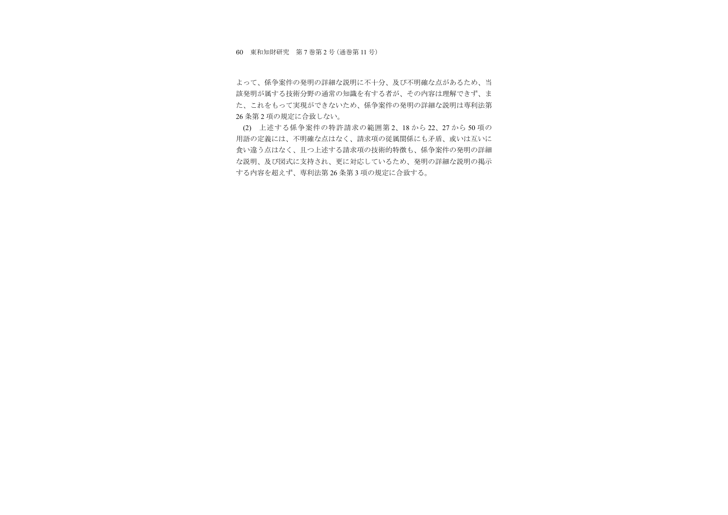よって、係争案件の発明の詳細な説明に不十分、及び不明確な点があるため、当該発明が属する技術分野の通常の知識を有する者が、その内容は理解できず、また、これをもって実現ができないため、係争案件の発明の詳細な説明は専利法第26条第2項の規定に合致しない。

(2) 上述する係争案件の特許請求の範囲第2、18から22、27から50項の用語の定義には、不明確な点はなく、請求項の従属関係にも矛盾、或いは互いに食い違う点はなく、且つ上述する請求項の技術的特徴も、係争案件の発明の詳細な説明、及び図式に支持され、更に対応しているため、発明の詳細な説明の掲示する内容を超えず、専利法第26条第3項の規定に合致する。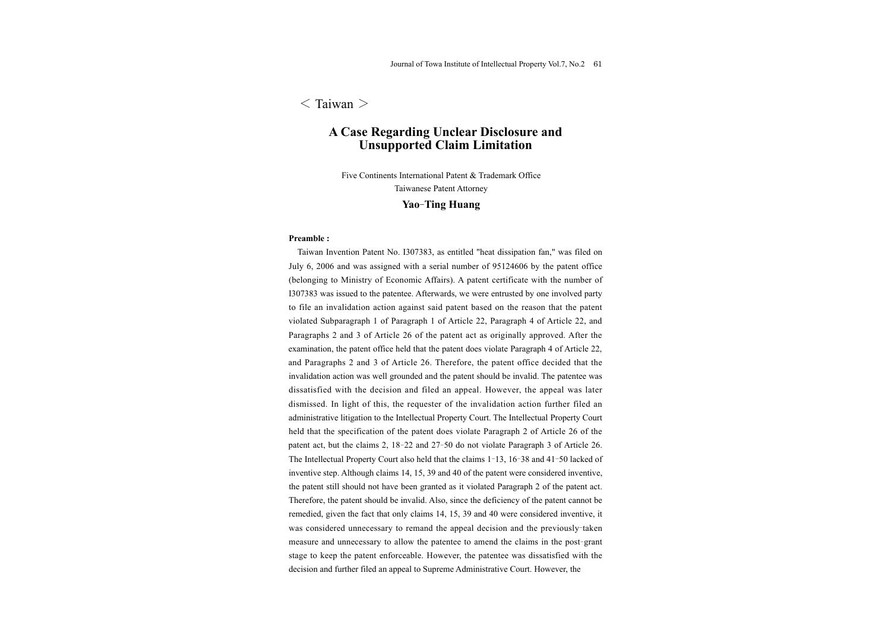< Taiwan >

# A Case Regarding Unclear Disclosure and Unsupported Claim Limitation

Five Continents International Patent & Trademark Office
Taiwanese Patent Attorney

**Yao-Ting Huang**

**Preamble :**

Taiwan Invention Patent No. I307383, as entitled "heat dissipation fan," was filed on July 6, 2006 and was assigned with a serial number of 95124606 by the patent office (belonging to Ministry of Economic Affairs). A patent certificate with the number of I307383 was issued to the patentee. Afterwards, we were entrusted by one involved party to file an invalidation action against said patent based on the reason that the patent violated Subparagraph 1 of Paragraph 1 of Article 22, Paragraph 4 of Article 22, and Paragraphs 2 and 3 of Article 26 of the patent act as originally approved. After the examination, the patent office held that the patent does violate Paragraph 4 of Article 22, and Paragraphs 2 and 3 of Article 26. Therefore, the patent office decided that the invalidation action was well grounded and the patent should be invalid. The patentee was dissatisfied with the decision and filed an appeal. However, the appeal was later dismissed. In light of this, the requester of the invalidation action further filed an administrative litigation to the Intellectual Property Court. The Intellectual Property Court held that the specification of the patent does violate Paragraph 2 of Article 26 of the patent act, but the claims 2, 18-22 and 27-50 do not violate Paragraph 3 of Article 26. The Intellectual Property Court also held that the claims 1-13, 16-38 and 41-50 lacked of inventive step. Although claims 14, 15, 39 and 40 of the patent were considered inventive, the patent still should not have been granted as it violated Paragraph 2 of the patent act. Therefore, the patent should be invalid. Also, since the deficiency of the patent cannot be remedied, given the fact that only claims 14, 15, 39 and 40 were considered inventive, it was considered unnecessary to remand the appeal decision and the previously-taken measure and unnecessary to allow the patentee to amend the claims in the post-grant stage to keep the patent enforceable. However, the patentee was dissatisfied with the decision and further filed an appeal to Supreme Administrative Court. However, the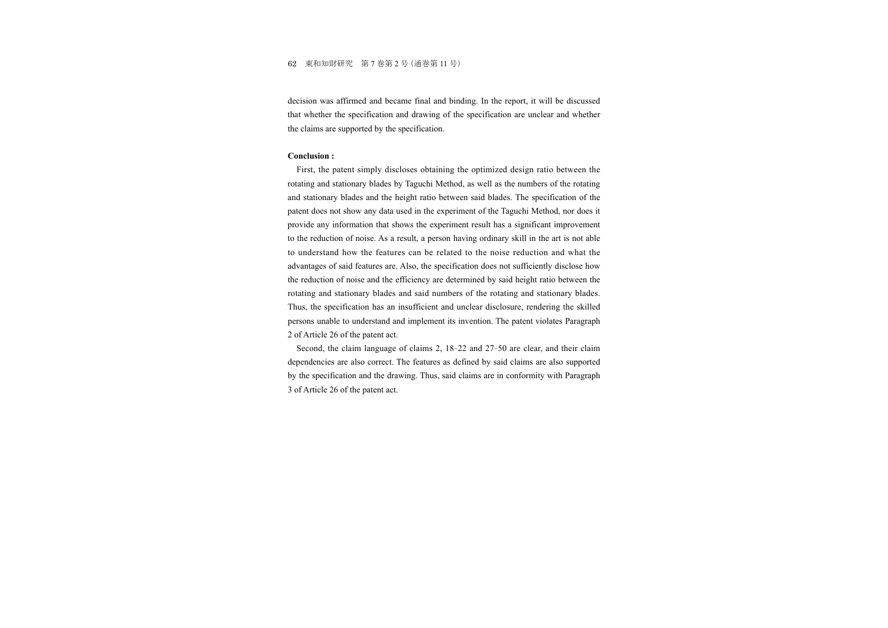decision was affirmed and became final and binding. In the report, it will be discussed that whether the specification and drawing of the specification are unclear and whether the claims are supported by the specification.

**Conclusion :**

First, the patent simply discloses obtaining the optimized design ratio between the rotating and stationary blades by Taguchi Method, as well as the numbers of the rotating and stationary blades and the height ratio between said blades. The specification of the patent does not show any data used in the experiment of the Taguchi Method, nor does it provide any information that shows the experiment result has a significant improvement to the reduction of noise. As a result, a person having ordinary skill in the art is not able to understand how the features can be related to the noise reduction and what the advantages of said features are. Also, the specification does not sufficiently disclose how the reduction of noise and the efficiency are determined by said height ratio between the rotating and stationary blades and said numbers of the rotating and stationary blades. Thus, the specification has an insufficient and unclear disclosure, rendering the skilled persons unable to understand and implement its invention. The patent violates Paragraph 2 of Article 26 of the patent act.

Second, the claim language of claims 2, 18–22 and 27–50 are clear, and their claim dependencies are also correct. The features as defined by said claims are also supported by the specification and the drawing. Thus, said claims are in conformity with Paragraph 3 of Article 26 of the patent act.